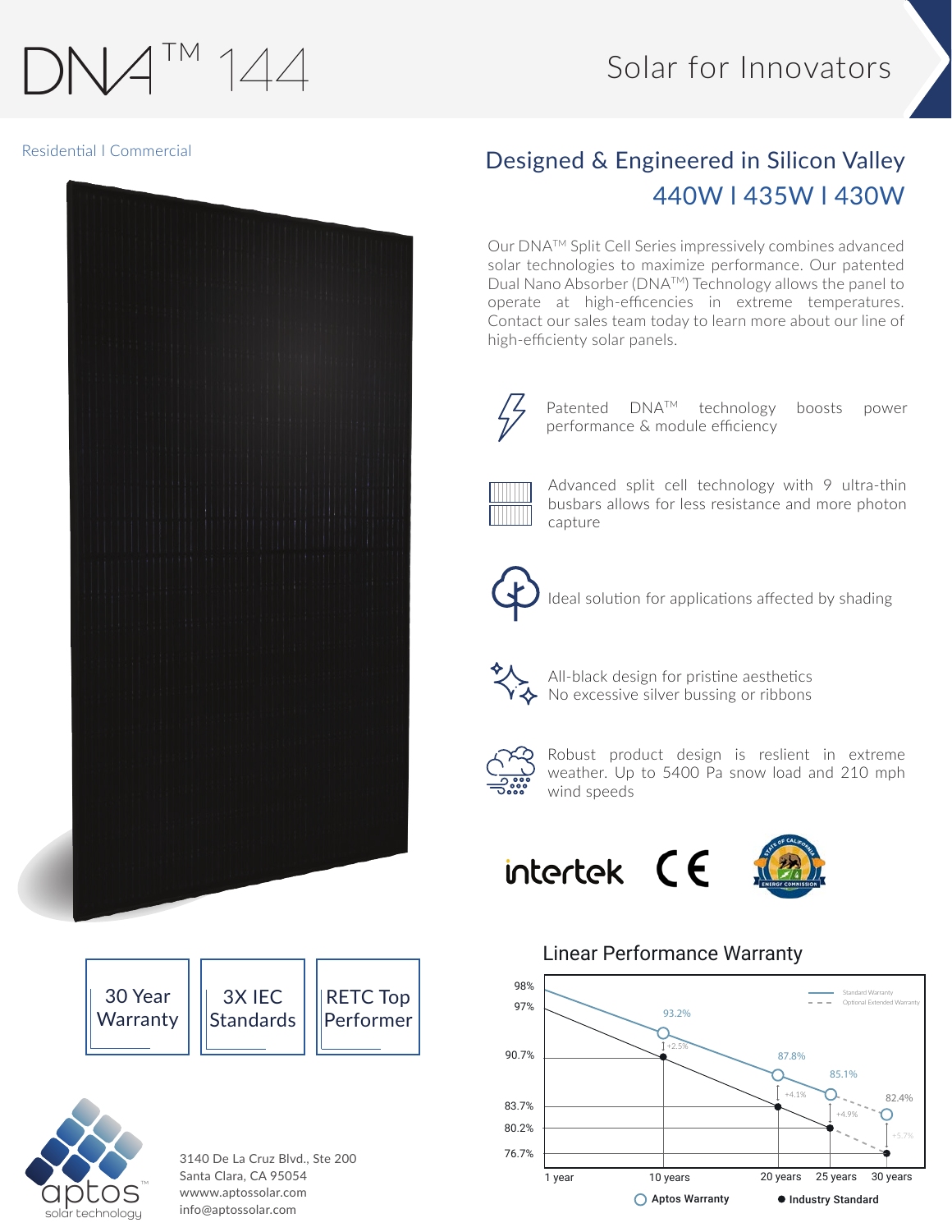# DNA™ 144

Solar for Innovators

Residential | Commercial

## Designed & Engineered in Silicon Valley

## 440W | 435W | 430W

Our DNA™ Split Cell Series impressively combines advanced solar technologies to maximize performance. Our patented Dual Nano Absorber (DNA™) Technology allows the panel to operate at high-efficencies in extreme temperatures. Contact our sales team today to learn more about our line of high-efficiency solar panels.

- Patented DNA™ technology boosts power performance & module efficiency
- Advanced split cell technology with 9 ultra-thin busbars allows for less resistance and more photon capture
- Ideal solution for applications affected by shading
- All-black design for pristine aesthetics
  No excessive silver bussing or ribbons
- Robust product design is reslient in extreme weather. Up to 5400 Pa snow load and 210 mph wind speeds

intertek | CE | State of California Energy Commission

30 Year Warranty | 3X IEC Standards | RETC Top Performer

## Linear Performance Warranty

| Year | Aptos Warranty | Industry Standard | Difference |
|---|---|---|---|
| 1 year | 98% | 97% | |
| 10 years | 93.2% | 90.7% | +2.5% |
| 20 years | 87.8% | 83.7% | +4.1% |
| 25 years | 85.1% | 80.2% | +4.9% |
| 30 years | 82.4% | 76.7% | +5.7% |

Standard Warranty — Optional Extended Warranty (dashed)

aptos™ solar technology

3140 De La Cruz Blvd., Ste 200
Santa Clara, CA 95054
wwww.aptossolar.com
info@aptossolar.com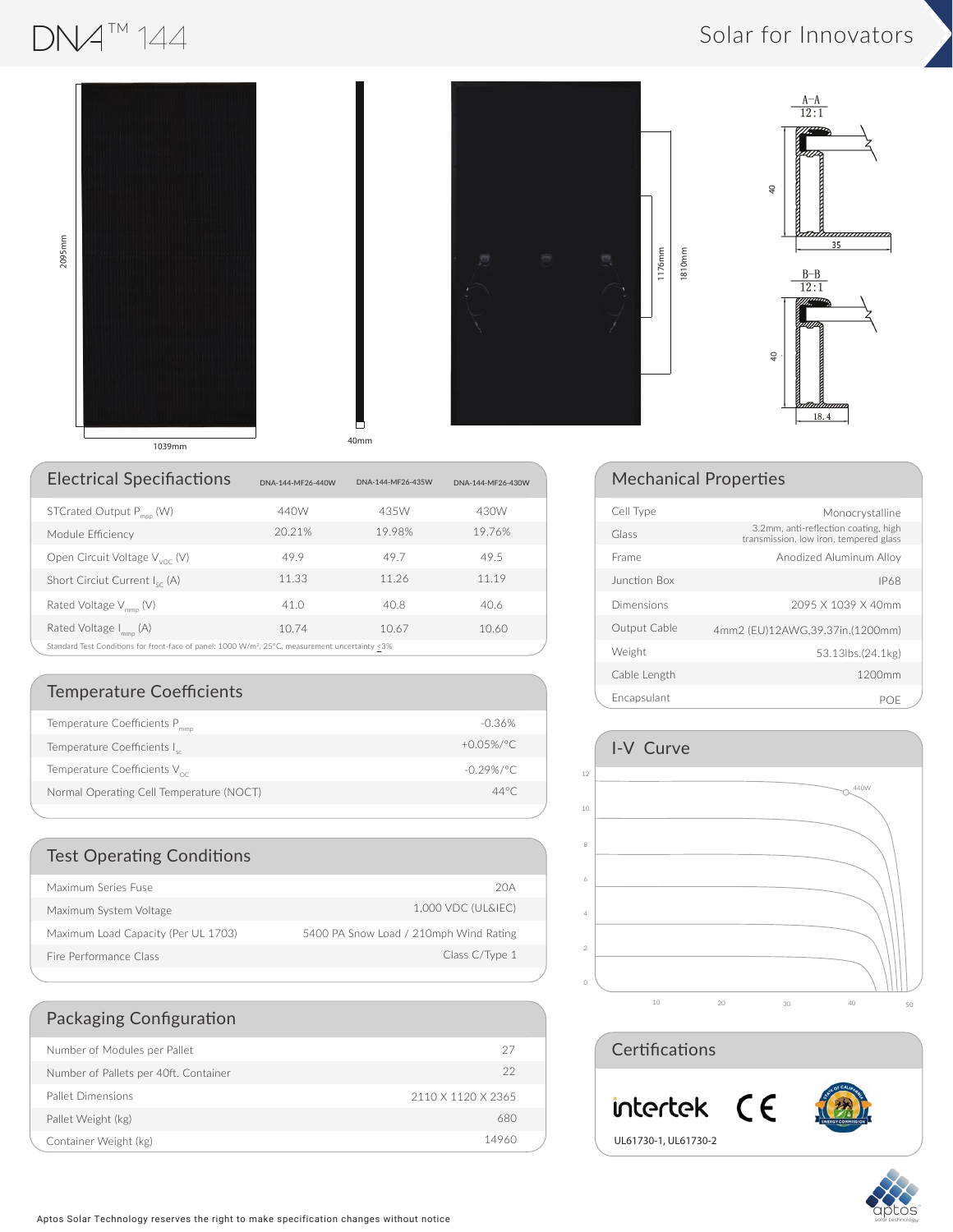# DNA™ 144

Solar for Innovators

2095mm

1039mm

40mm

1176mm

1810mm

A-A 12:1

40

35

B-B 12:1

40

18.4

## Electrical Specifications

| Electrical Specifications | DNA-144-MF26-440W | DNA-144-MF26-435W | DNA-144-MF26-430W |
|---|---|---|---|
| STCrated Output $P_{mpp}$ (W) | 440W | 435W | 430W |
| Module Efficiency | 20.21% | 19.98% | 19.76% |
| Open Circuit Voltage $V_{VOC}$ (V) | 49.9 | 49.7 | 49.5 |
| Short Circuit Current $I_{SC}$ (A) | 11.33 | 11.26 | 11.19 |
| Rated Voltage $V_{mmp}$ (V) | 41.0 | 40.8 | 40.6 |
| Rated Voltage $I_{mmp}$ (A) | 10.74 | 10.67 | 10.60 |

Standard Test Conditions for front-face of panel: 1000 W/m², 25°C, measurement uncertainty ≤3%

## Temperature Coefficents

| | |
|---|---|
| Temperature Coefficients $P_{mmp}$ | -0.36% |
| Temperature Coefficients $I_{sc}$ | +0.05%/°C |
| Temperature Coefficients $V_{OC}$ | -0.29%/°C |
| Normal Operating Cell Temperature (NOCT) | 44°C |

## Test Operating Conditions

| | |
|---|---|
| Maximum Series Fuse | 20A |
| Maximum System Voltage | 1,000 VDC (UL&IEC) |
| Maximum Load Capacity (Per UL 1703) | 5400 PA Snow Load / 210mph Wind Rating |
| Fire Performance Class | Class C/Type 1 |

## Packaging Configuration

| | |
|---|---|
| Number of Modules per Pallet | 27 |
| Number of Pallets per 40ft. Container | 22 |
| Pallet Dimensions | 2110 X 1120 X 2365 |
| Pallet Weight (kg) | 680 |
| Container Weight (kg) | 14960 |

## Mechanical Properties

| | |
|---|---|
| Cell Type | Monocrystalline |
| Glass | 3.2mm, anti-reflection coating, high transmission, low iron, tempered glass |
| Frame | Anodized Aluminum Alloy |
| Junction Box | IP68 |
| Dimensions | 2095 X 1039 X 40mm |
| Output Cable | 4mm2 (EU)12AWG,39.37in.(1200mm) |
| Weight | 53.13lbs.(24.1kg) |
| Cable Length | 1200mm |
| Encapsulant | POE |

## I-V Curve

440W

12
10
8
6
4
2
0

10
20
30
40
50

## Certifications

intertek CE

UL61730-1, UL61730-2

Aptos Solar Technology reserves the right to make specification changes without notice